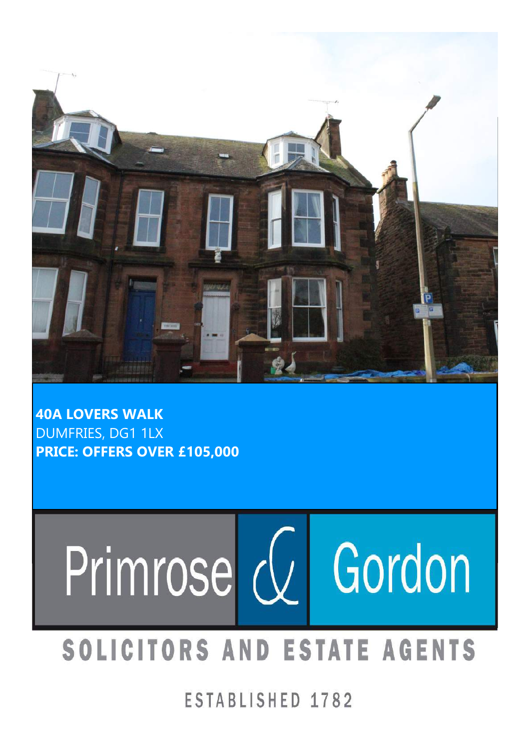**40A LOVERS WALK**
DUMFRIES, DG1 1LX
**PRICE: OFFERS OVER £105,000**

Primrose & Gordon

SOLICITORS AND ESTATE AGENTS

ESTABLISHED 1782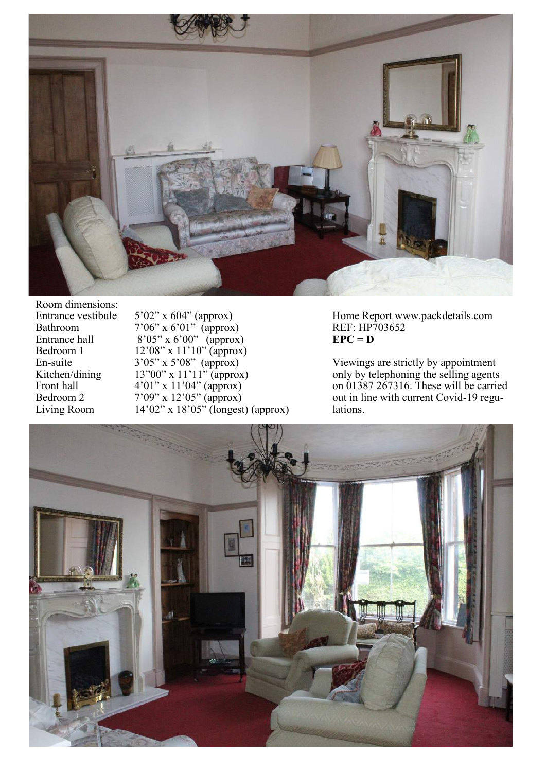Room dimensions:

| | |
|---|---|
| Entrance vestibule | 5’02” x 604” (approx) |
| Bathroom | 7’06” x 6’01” (approx) |
| Entrance hall | 8’05” x 6’00” (approx) |
| Bedroom 1 | 12’08” x 11’10” (approx) |
| En-suite | 3’05” x 5’08” (approx) |
| Kitchen/dining | 13”00” x 11’11” (approx) |
| Front hall | 4’01” x 11’04” (approx) |
| Bedroom 2 | 7’09” x 12’05” (approx) |
| Living Room | 14’02” x 18’05” (longest) (approx) |

Home Report www.packdetails.com
REF: HP703652
**EPC = D**

Viewings are strictly by appointment only by telephoning the selling agents on 01387 267316. These will be carried out in line with current Covid-19 regulations.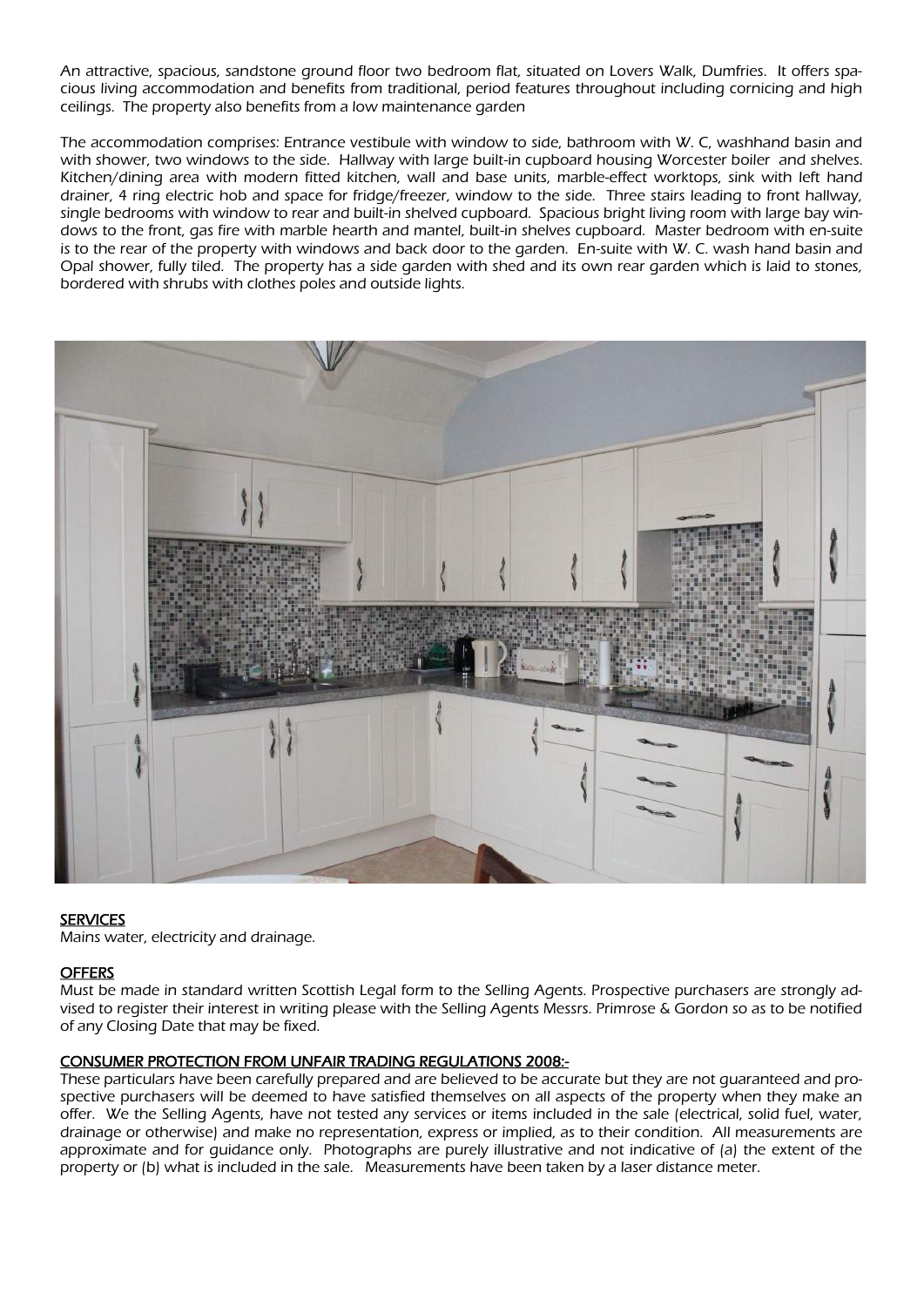*An attractive, spacious, sandstone ground floor two bedroom flat, situated on Lovers Walk, Dumfries. It offers spacious living accommodation and benefits from traditional, period features throughout including cornicing and high ceilings. The property also benefits from a low maintenance garden*

*The accommodation comprises: Entrance vestibule with window to side, bathroom with W. C, washhand basin and with shower, two windows to the side. Hallway with large built-in cupboard housing Worcester boiler and shelves. Kitchen/dining area with modern fitted kitchen, wall and base units, marble-effect worktops, sink with left hand drainer, 4 ring electric hob and space for fridge/freezer, window to the side. Three stairs leading to front hallway, single bedrooms with window to rear and built-in shelved cupboard. Spacious bright living room with large bay windows to the front, gas fire with marble hearth and mantel, built-in shelves cupboard. Master bedroom with en-suite is to the rear of the property with windows and back door to the garden. En-suite with W. C. wash hand basin and Opal shower, fully tiled. The property has a side garden with shed and its own rear garden which is laid to stones, bordered with shrubs with clothes poles and outside lights.*

## SERVICES

*Mains water, electricity and drainage.*

## OFFERS

*Must be made in standard written Scottish Legal form to the Selling Agents. Prospective purchasers are strongly advised to register their interest in writing please with the Selling Agents Messrs. Primrose & Gordon so as to be notified of any Closing Date that may be fixed.*

## CONSUMER PROTECTION FROM UNFAIR TRADING REGULATIONS 2008:-

*These particulars have been carefully prepared and are believed to be accurate but they are not guaranteed and prospective purchasers will be deemed to have satisfied themselves on all aspects of the property when they make an offer. We the Selling Agents, have not tested any services or items included in the sale (electrical, solid fuel, water, drainage or otherwise) and make no representation, express or implied, as to their condition. All measurements are approximate and for guidance only. Photographs are purely illustrative and not indicative of (a) the extent of the property or (b) what is included in the sale. Measurements have been taken by a laser distance meter.*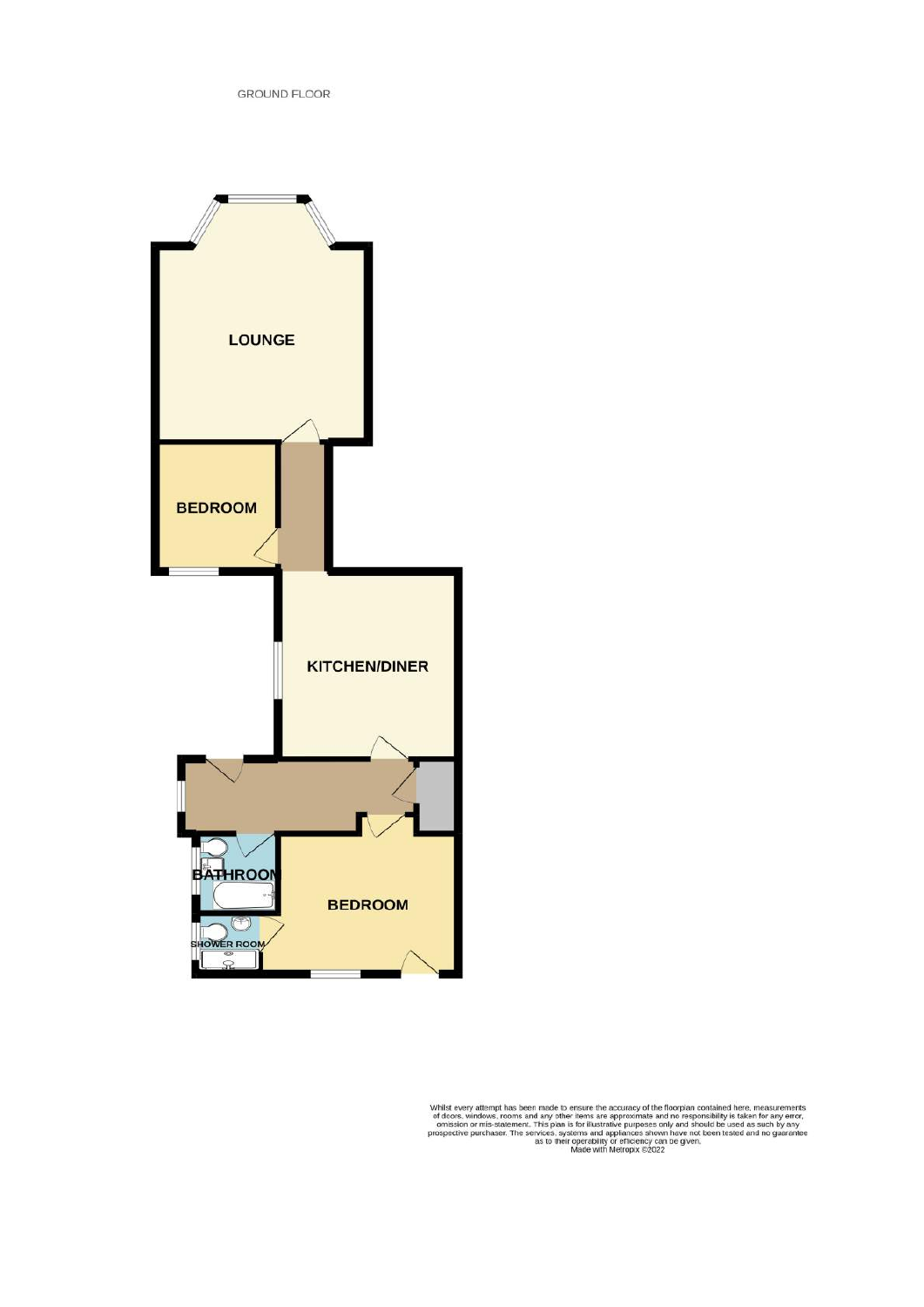GROUND FLOOR

LOUNGE

BEDROOM

KITCHEN/DINER

BATHROOM

BEDROOM

SHOWER ROOM

Whilst every attempt has been made to ensure the accuracy of the floorplan contained here, measurements of doors, windows, rooms and any other items are approximate and no responsibility is taken for any error, omission or mis-statement. This plan is for illustrative purposes only and should be used as such by any prospective purchaser. The services, systems and appliances shown have not been tested and no guarantee as to their operability or efficiency can be given.
Made with Metropix ©2022